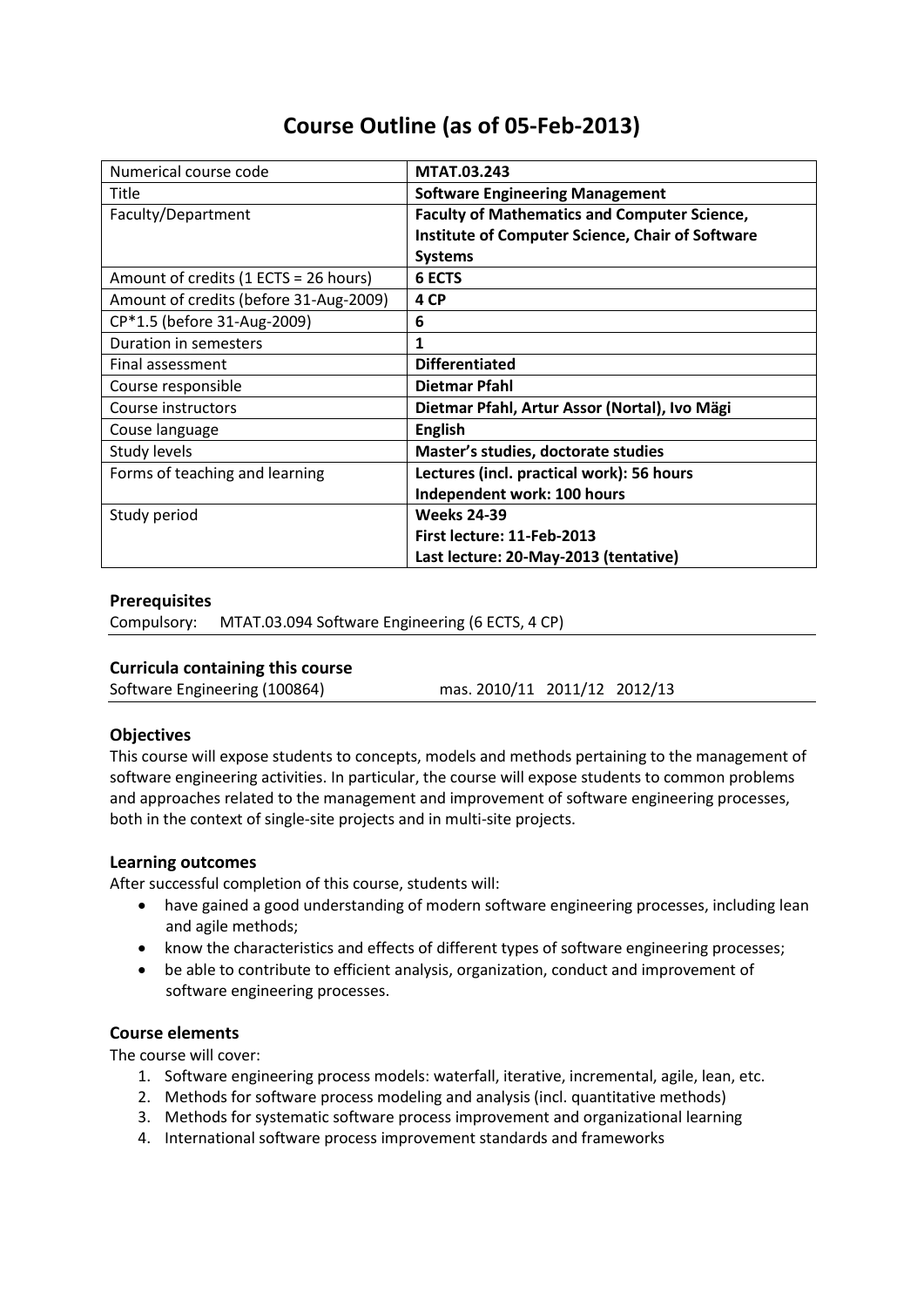# Course Outline (as of 05-Feb-2013)

| | |
|---|---|
| Numerical course code | **MTAT.03.243** |
| Title | **Software Engineering Management** |
| Faculty/Department | **Faculty of Mathematics and Computer Science, Institute of Computer Science, Chair of Software Systems** |
| Amount of credits (1 ECTS = 26 hours) | **6 ECTS** |
| Amount of credits (before 31-Aug-2009) | **4 CP** |
| CP*1.5 (before 31-Aug-2009) | **6** |
| Duration in semesters | **1** |
| Final assessment | **Differentiated** |
| Course responsible | **Dietmar Pfahl** |
| Course instructors | **Dietmar Pfahl, Artur Assor (Nortal), Ivo Mägi** |
| Couse language | **English** |
| Study levels | **Master's studies, doctorate studies** |
| Forms of teaching and learning | **Lectures (incl. practical work): 56 hours**<br>**Independent work: 100 hours** |
| Study period | **Weeks 24-39**<br>**First lecture: 11-Feb-2013**<br>**Last lecture: 20-May-2013 (tentative)** |

### Prerequisites

Compulsory: MTAT.03.094 Software Engineering (6 ECTS, 4 CP)

### Curricula containing this course

Software Engineering (100864) mas. 2010/11 2011/12 2012/13

### Objectives

This course will expose students to concepts, models and methods pertaining to the management of software engineering activities. In particular, the course will expose students to common problems and approaches related to the management and improvement of software engineering processes, both in the context of single-site projects and in multi-site projects.

### Learning outcomes

After successful completion of this course, students will:

- have gained a good understanding of modern software engineering processes, including lean and agile methods;
- know the characteristics and effects of different types of software engineering processes;
- be able to contribute to efficient analysis, organization, conduct and improvement of software engineering processes.

### Course elements

The course will cover:

1. Software engineering process models: waterfall, iterative, incremental, agile, lean, etc.
2. Methods for software process modeling and analysis (incl. quantitative methods)
3. Methods for systematic software process improvement and organizational learning
4. International software process improvement standards and frameworks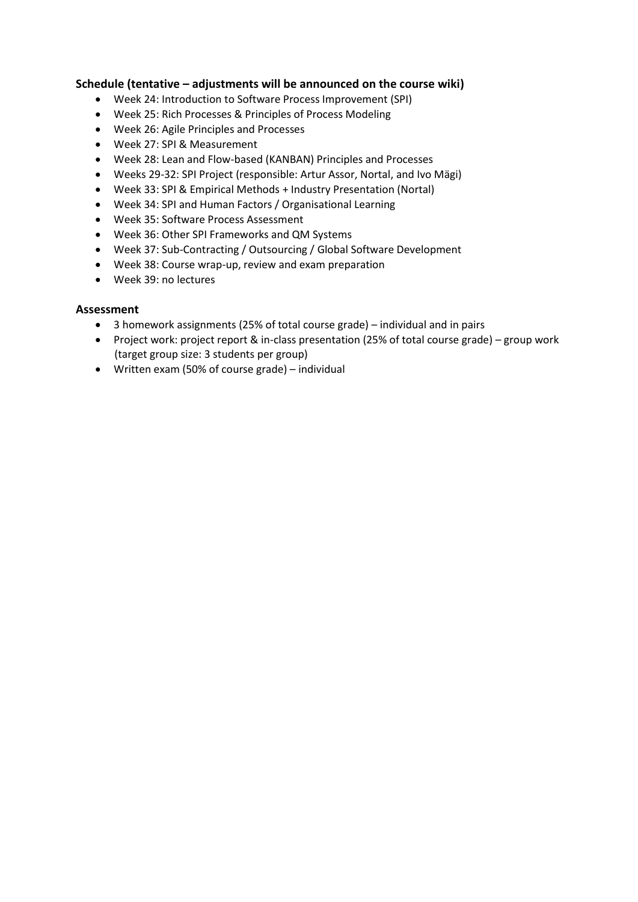**Schedule (tentative – adjustments will be announced on the course wiki)**

- Week 24: Introduction to Software Process Improvement (SPI)
- Week 25: Rich Processes & Principles of Process Modeling
- Week 26: Agile Principles and Processes
- Week 27: SPI & Measurement
- Week 28: Lean and Flow-based (KANBAN) Principles and Processes
- Weeks 29-32: SPI Project (responsible: Artur Assor, Nortal, and Ivo Mägi)
- Week 33: SPI & Empirical Methods + Industry Presentation (Nortal)
- Week 34: SPI and Human Factors / Organisational Learning
- Week 35: Software Process Assessment
- Week 36: Other SPI Frameworks and QM Systems
- Week 37: Sub-Contracting / Outsourcing / Global Software Development
- Week 38: Course wrap-up, review and exam preparation
- Week 39: no lectures

**Assessment**

- 3 homework assignments (25% of total course grade) – individual and in pairs
- Project work: project report & in-class presentation (25% of total course grade) – group work (target group size: 3 students per group)
- Written exam (50% of course grade) – individual